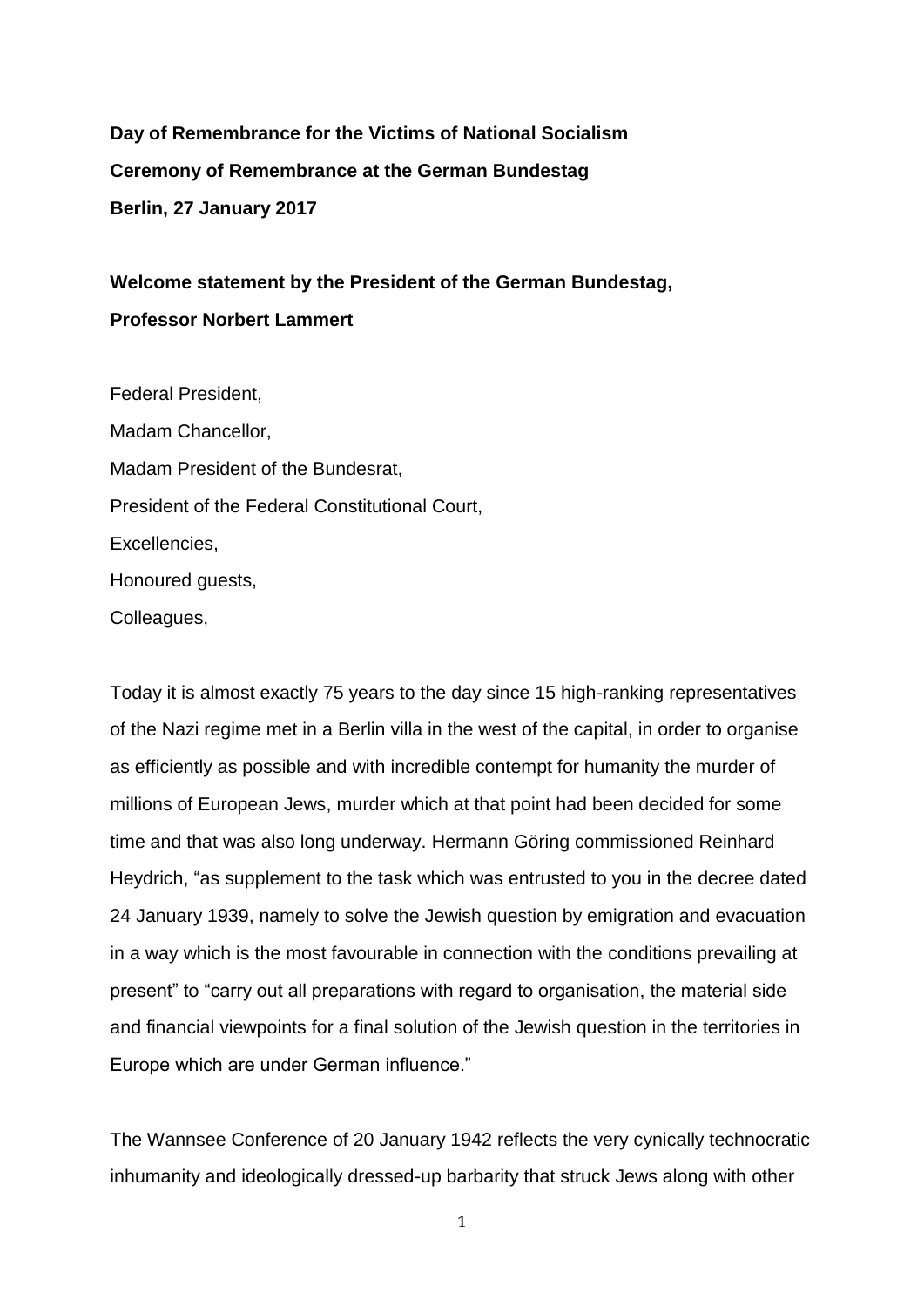**Day of Remembrance for the Victims of National Socialism**

**Ceremony of Remembrance at the German Bundestag**

**Berlin, 27 January 2017**

**Welcome statement by the President of the German Bundestag,**

**Professor Norbert Lammert**

Federal President,

Madam Chancellor,

Madam President of the Bundesrat,

President of the Federal Constitutional Court,

Excellencies,

Honoured guests,

Colleagues,

Today it is almost exactly 75 years to the day since 15 high-ranking representatives of the Nazi regime met in a Berlin villa in the west of the capital, in order to organise as efficiently as possible and with incredible contempt for humanity the murder of millions of European Jews, murder which at that point had been decided for some time and that was also long underway. Hermann Göring commissioned Reinhard Heydrich, "as supplement to the task which was entrusted to you in the decree dated 24 January 1939, namely to solve the Jewish question by emigration and evacuation in a way which is the most favourable in connection with the conditions prevailing at present" to "carry out all preparations with regard to organisation, the material side and financial viewpoints for a final solution of the Jewish question in the territories in Europe which are under German influence."

The Wannsee Conference of 20 January 1942 reflects the very cynically technocratic inhumanity and ideologically dressed-up barbarity that struck Jews along with other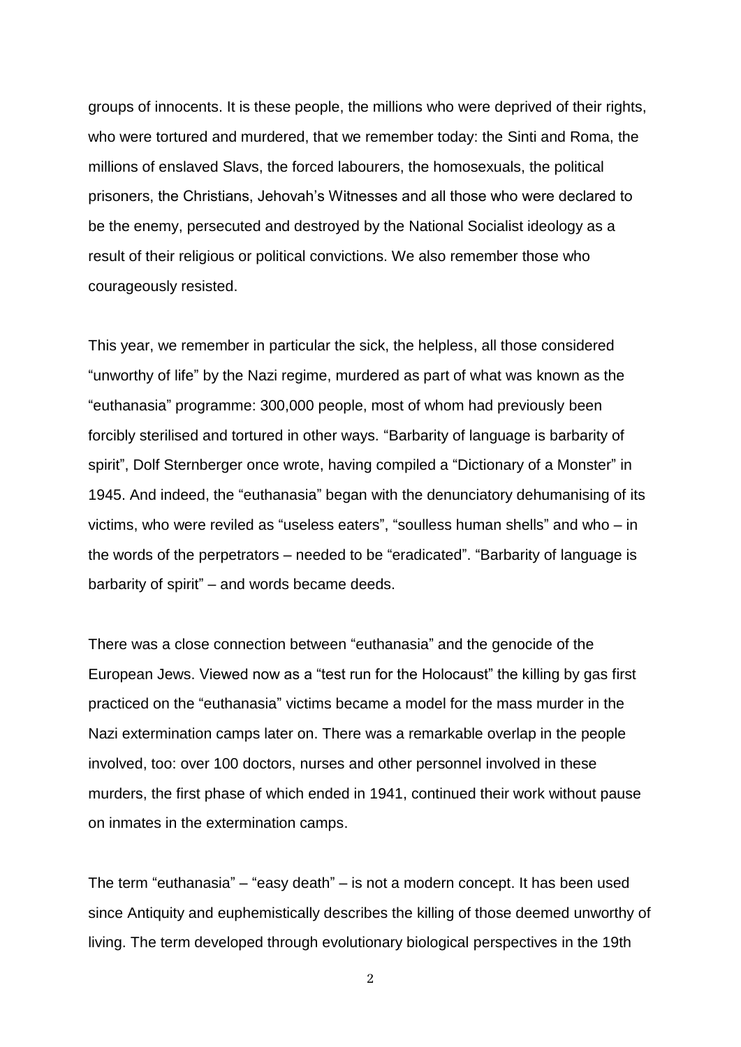groups of innocents. It is these people, the millions who were deprived of their rights, who were tortured and murdered, that we remember today: the Sinti and Roma, the millions of enslaved Slavs, the forced labourers, the homosexuals, the political prisoners, the Christians, Jehovah's Witnesses and all those who were declared to be the enemy, persecuted and destroyed by the National Socialist ideology as a result of their religious or political convictions. We also remember those who courageously resisted.

This year, we remember in particular the sick, the helpless, all those considered "unworthy of life" by the Nazi regime, murdered as part of what was known as the "euthanasia" programme: 300,000 people, most of whom had previously been forcibly sterilised and tortured in other ways. "Barbarity of language is barbarity of spirit", Dolf Sternberger once wrote, having compiled a "Dictionary of a Monster" in 1945. And indeed, the "euthanasia" began with the denunciatory dehumanising of its victims, who were reviled as "useless eaters", "soulless human shells" and who – in the words of the perpetrators – needed to be "eradicated". "Barbarity of language is barbarity of spirit" – and words became deeds.

There was a close connection between "euthanasia" and the genocide of the European Jews. Viewed now as a "test run for the Holocaust" the killing by gas first practiced on the "euthanasia" victims became a model for the mass murder in the Nazi extermination camps later on. There was a remarkable overlap in the people involved, too: over 100 doctors, nurses and other personnel involved in these murders, the first phase of which ended in 1941, continued their work without pause on inmates in the extermination camps.

The term "euthanasia" – "easy death" – is not a modern concept. It has been used since Antiquity and euphemistically describes the killing of those deemed unworthy of living. The term developed through evolutionary biological perspectives in the 19th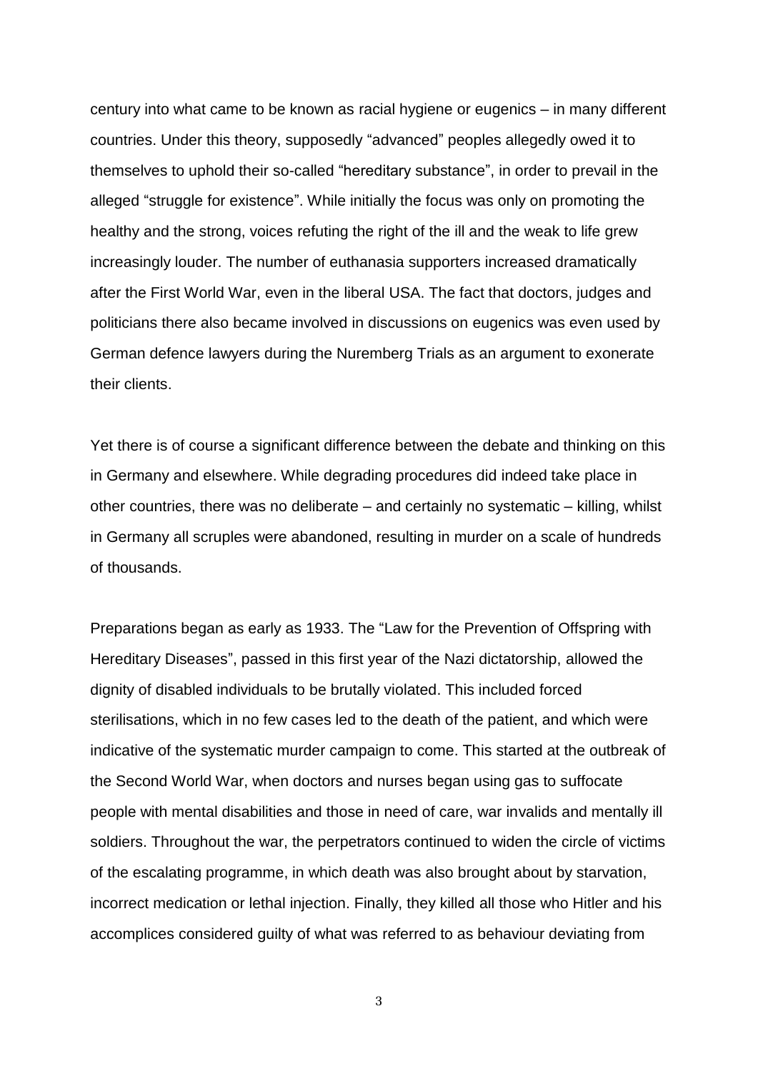century into what came to be known as racial hygiene or eugenics – in many different countries. Under this theory, supposedly "advanced" peoples allegedly owed it to themselves to uphold their so-called "hereditary substance", in order to prevail in the alleged "struggle for existence". While initially the focus was only on promoting the healthy and the strong, voices refuting the right of the ill and the weak to life grew increasingly louder. The number of euthanasia supporters increased dramatically after the First World War, even in the liberal USA. The fact that doctors, judges and politicians there also became involved in discussions on eugenics was even used by German defence lawyers during the Nuremberg Trials as an argument to exonerate their clients.

Yet there is of course a significant difference between the debate and thinking on this in Germany and elsewhere. While degrading procedures did indeed take place in other countries, there was no deliberate – and certainly no systematic – killing, whilst in Germany all scruples were abandoned, resulting in murder on a scale of hundreds of thousands.

Preparations began as early as 1933. The "Law for the Prevention of Offspring with Hereditary Diseases", passed in this first year of the Nazi dictatorship, allowed the dignity of disabled individuals to be brutally violated. This included forced sterilisations, which in no few cases led to the death of the patient, and which were indicative of the systematic murder campaign to come. This started at the outbreak of the Second World War, when doctors and nurses began using gas to suffocate people with mental disabilities and those in need of care, war invalids and mentally ill soldiers. Throughout the war, the perpetrators continued to widen the circle of victims of the escalating programme, in which death was also brought about by starvation, incorrect medication or lethal injection. Finally, they killed all those who Hitler and his accomplices considered guilty of what was referred to as behaviour deviating from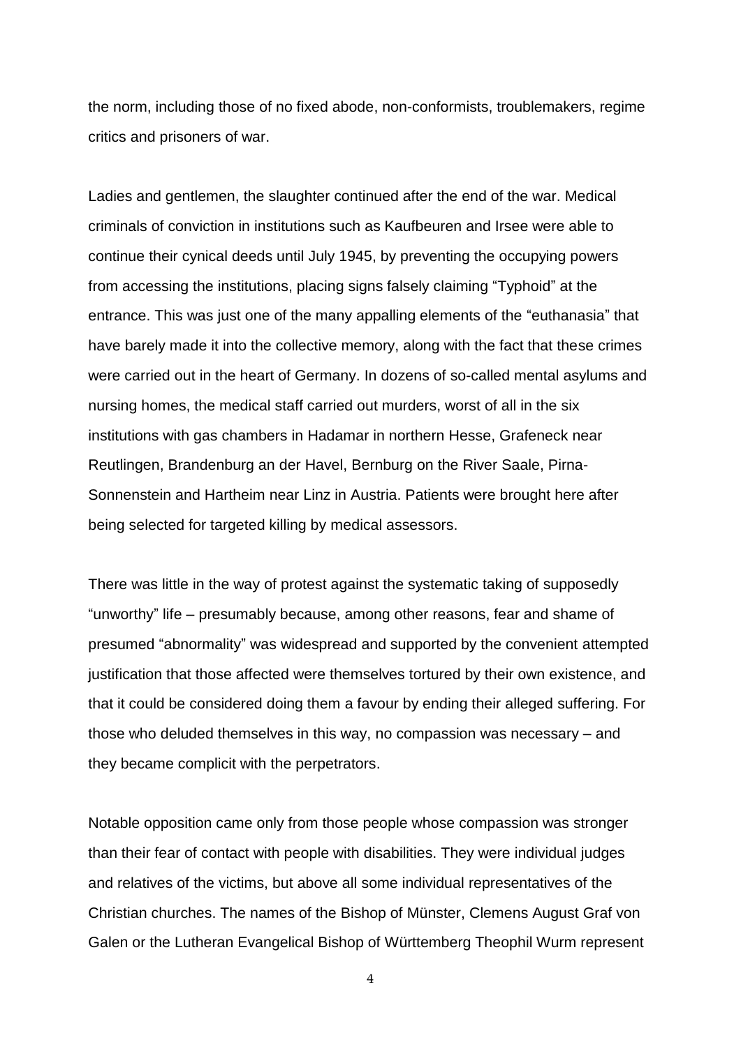the norm, including those of no fixed abode, non-conformists, troublemakers, regime critics and prisoners of war.

Ladies and gentlemen, the slaughter continued after the end of the war. Medical criminals of conviction in institutions such as Kaufbeuren and Irsee were able to continue their cynical deeds until July 1945, by preventing the occupying powers from accessing the institutions, placing signs falsely claiming "Typhoid" at the entrance. This was just one of the many appalling elements of the "euthanasia" that have barely made it into the collective memory, along with the fact that these crimes were carried out in the heart of Germany. In dozens of so-called mental asylums and nursing homes, the medical staff carried out murders, worst of all in the six institutions with gas chambers in Hadamar in northern Hesse, Grafeneck near Reutlingen, Brandenburg an der Havel, Bernburg on the River Saale, Pirna-Sonnenstein and Hartheim near Linz in Austria. Patients were brought here after being selected for targeted killing by medical assessors.

There was little in the way of protest against the systematic taking of supposedly "unworthy" life – presumably because, among other reasons, fear and shame of presumed "abnormality" was widespread and supported by the convenient attempted justification that those affected were themselves tortured by their own existence, and that it could be considered doing them a favour by ending their alleged suffering. For those who deluded themselves in this way, no compassion was necessary – and they became complicit with the perpetrators.

Notable opposition came only from those people whose compassion was stronger than their fear of contact with people with disabilities. They were individual judges and relatives of the victims, but above all some individual representatives of the Christian churches. The names of the Bishop of Münster, Clemens August Graf von Galen or the Lutheran Evangelical Bishop of Württemberg Theophil Wurm represent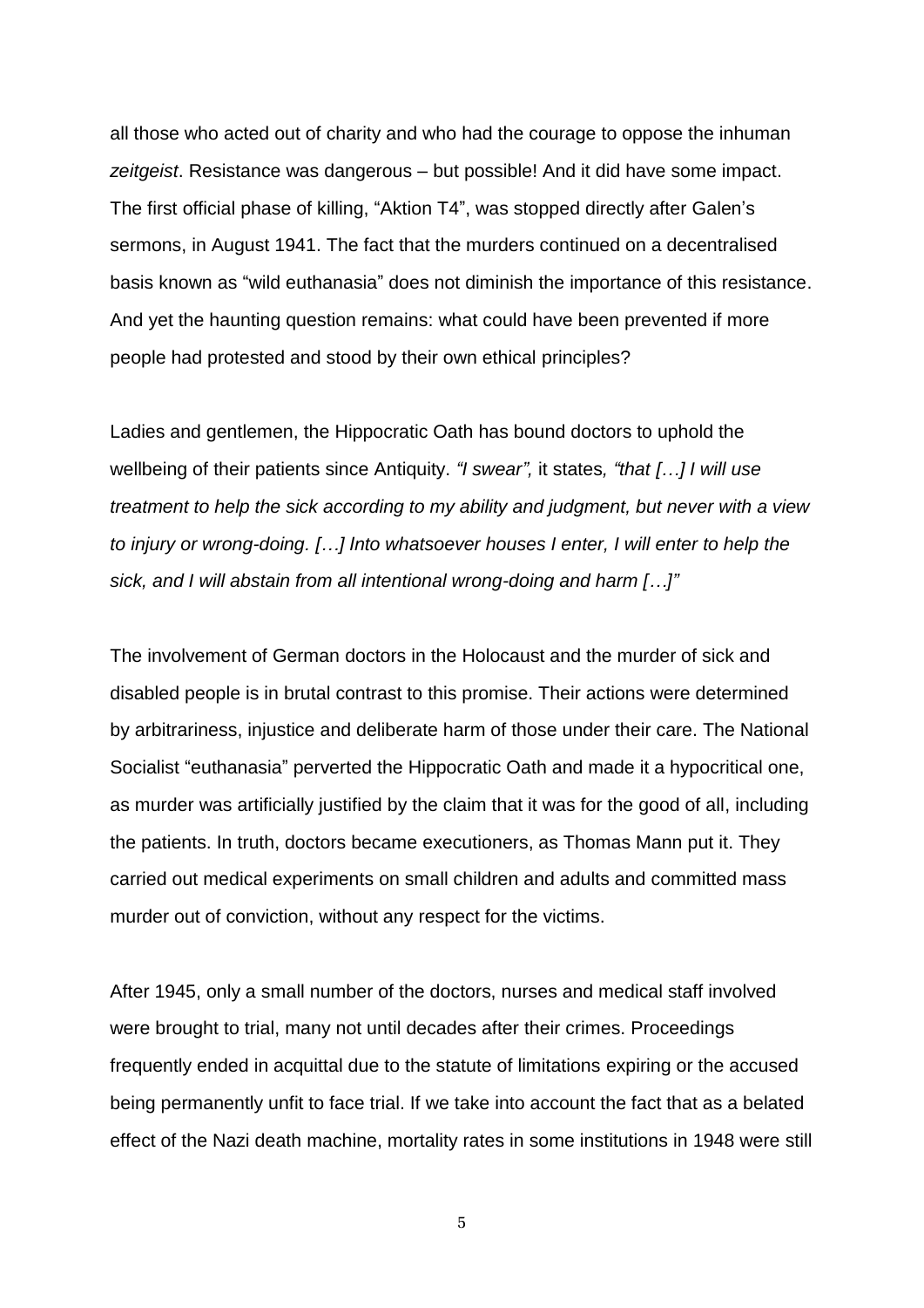all those who acted out of charity and who had the courage to oppose the inhuman *zeitgeist*. Resistance was dangerous – but possible! And it did have some impact. The first official phase of killing, "Aktion T4", was stopped directly after Galen's sermons, in August 1941. The fact that the murders continued on a decentralised basis known as "wild euthanasia" does not diminish the importance of this resistance. And yet the haunting question remains: what could have been prevented if more people had protested and stood by their own ethical principles?

Ladies and gentlemen, the Hippocratic Oath has bound doctors to uphold the wellbeing of their patients since Antiquity. *"I swear",* it states*, "that […] I will use treatment to help the sick according to my ability and judgment, but never with a view to injury or wrong-doing. […] Into whatsoever houses I enter, I will enter to help the sick, and I will abstain from all intentional wrong-doing and harm […]"*

The involvement of German doctors in the Holocaust and the murder of sick and disabled people is in brutal contrast to this promise. Their actions were determined by arbitrariness, injustice and deliberate harm of those under their care. The National Socialist "euthanasia" perverted the Hippocratic Oath and made it a hypocritical one, as murder was artificially justified by the claim that it was for the good of all, including the patients. In truth, doctors became executioners, as Thomas Mann put it. They carried out medical experiments on small children and adults and committed mass murder out of conviction, without any respect for the victims.

After 1945, only a small number of the doctors, nurses and medical staff involved were brought to trial, many not until decades after their crimes. Proceedings frequently ended in acquittal due to the statute of limitations expiring or the accused being permanently unfit to face trial. If we take into account the fact that as a belated effect of the Nazi death machine, mortality rates in some institutions in 1948 were still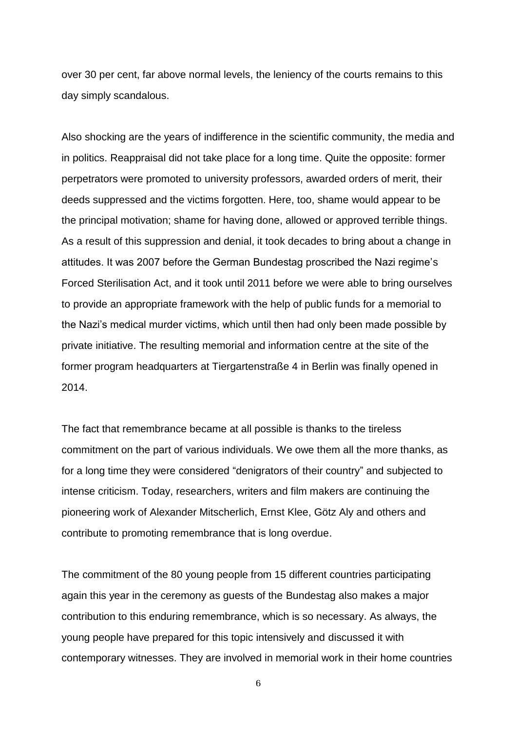over 30 per cent, far above normal levels, the leniency of the courts remains to this day simply scandalous.

Also shocking are the years of indifference in the scientific community, the media and in politics. Reappraisal did not take place for a long time. Quite the opposite: former perpetrators were promoted to university professors, awarded orders of merit, their deeds suppressed and the victims forgotten. Here, too, shame would appear to be the principal motivation; shame for having done, allowed or approved terrible things. As a result of this suppression and denial, it took decades to bring about a change in attitudes. It was 2007 before the German Bundestag proscribed the Nazi regime's Forced Sterilisation Act, and it took until 2011 before we were able to bring ourselves to provide an appropriate framework with the help of public funds for a memorial to the Nazi's medical murder victims, which until then had only been made possible by private initiative. The resulting memorial and information centre at the site of the former program headquarters at Tiergartenstraße 4 in Berlin was finally opened in 2014.

The fact that remembrance became at all possible is thanks to the tireless commitment on the part of various individuals. We owe them all the more thanks, as for a long time they were considered "denigrators of their country" and subjected to intense criticism. Today, researchers, writers and film makers are continuing the pioneering work of Alexander Mitscherlich, Ernst Klee, Götz Aly and others and contribute to promoting remembrance that is long overdue.

The commitment of the 80 young people from 15 different countries participating again this year in the ceremony as guests of the Bundestag also makes a major contribution to this enduring remembrance, which is so necessary. As always, the young people have prepared for this topic intensively and discussed it with contemporary witnesses. They are involved in memorial work in their home countries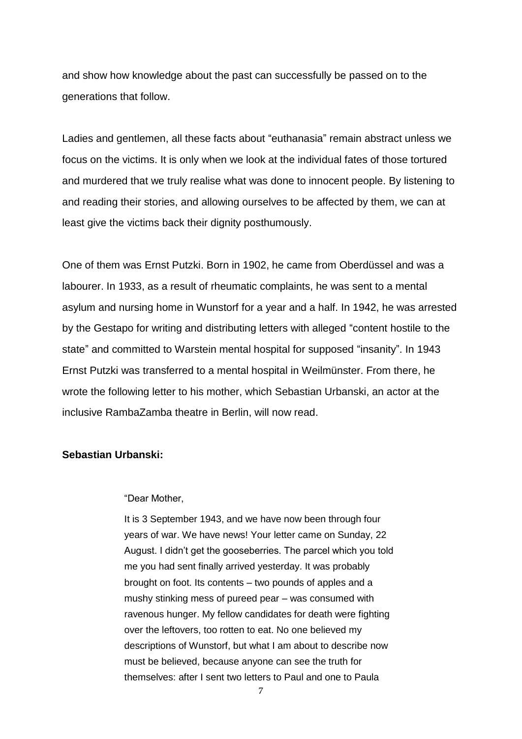and show how knowledge about the past can successfully be passed on to the generations that follow.

Ladies and gentlemen, all these facts about "euthanasia" remain abstract unless we focus on the victims. It is only when we look at the individual fates of those tortured and murdered that we truly realise what was done to innocent people. By listening to and reading their stories, and allowing ourselves to be affected by them, we can at least give the victims back their dignity posthumously.

One of them was Ernst Putzki. Born in 1902, he came from Oberdüssel and was a labourer. In 1933, as a result of rheumatic complaints, he was sent to a mental asylum and nursing home in Wunstorf for a year and a half. In 1942, he was arrested by the Gestapo for writing and distributing letters with alleged "content hostile to the state" and committed to Warstein mental hospital for supposed "insanity". In 1943 Ernst Putzki was transferred to a mental hospital in Weilmünster. From there, he wrote the following letter to his mother, which Sebastian Urbanski, an actor at the inclusive RambaZamba theatre in Berlin, will now read.

**Sebastian Urbanski:**

> "Dear Mother,
>
> It is 3 September 1943, and we have now been through four years of war. We have news! Your letter came on Sunday, 22 August. I didn't get the gooseberries. The parcel which you told me you had sent finally arrived yesterday. It was probably brought on foot. Its contents – two pounds of apples and a mushy stinking mess of pureed pear – was consumed with ravenous hunger. My fellow candidates for death were fighting over the leftovers, too rotten to eat. No one believed my descriptions of Wunstorf, but what I am about to describe now must be believed, because anyone can see the truth for themselves: after I sent two letters to Paul and one to Paula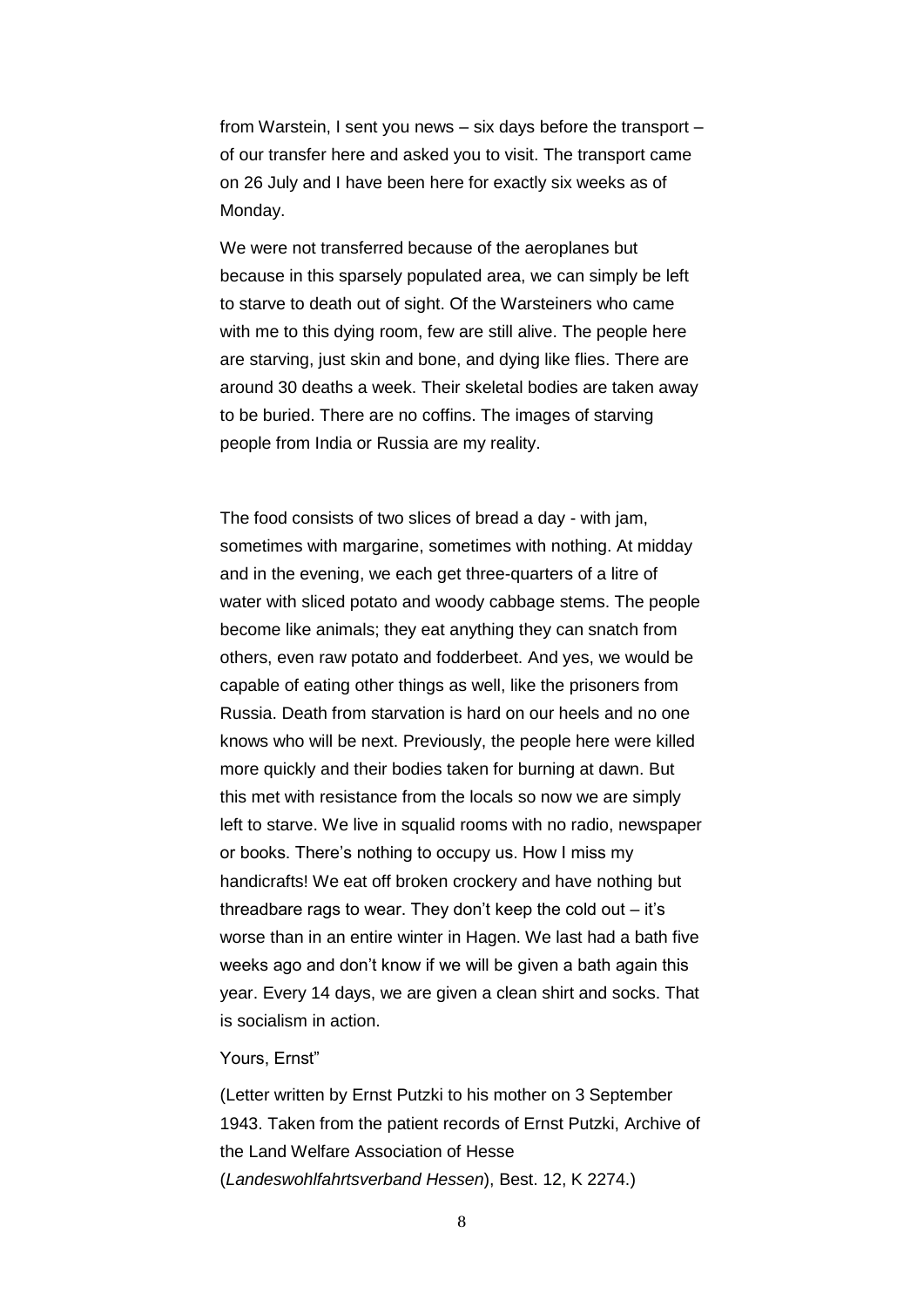from Warstein, I sent you news – six days before the transport – of our transfer here and asked you to visit. The transport came on 26 July and I have been here for exactly six weeks as of Monday.

We were not transferred because of the aeroplanes but because in this sparsely populated area, we can simply be left to starve to death out of sight. Of the Warsteiners who came with me to this dying room, few are still alive. The people here are starving, just skin and bone, and dying like flies. There are around 30 deaths a week. Their skeletal bodies are taken away to be buried. There are no coffins. The images of starving people from India or Russia are my reality.

The food consists of two slices of bread a day - with jam, sometimes with margarine, sometimes with nothing. At midday and in the evening, we each get three-quarters of a litre of water with sliced potato and woody cabbage stems. The people become like animals; they eat anything they can snatch from others, even raw potato and fodderbeet. And yes, we would be capable of eating other things as well, like the prisoners from Russia. Death from starvation is hard on our heels and no one knows who will be next. Previously, the people here were killed more quickly and their bodies taken for burning at dawn. But this met with resistance from the locals so now we are simply left to starve. We live in squalid rooms with no radio, newspaper or books. There's nothing to occupy us. How I miss my handicrafts! We eat off broken crockery and have nothing but threadbare rags to wear. They don't keep the cold out – it's worse than in an entire winter in Hagen. We last had a bath five weeks ago and don't know if we will be given a bath again this year. Every 14 days, we are given a clean shirt and socks. That is socialism in action.

Yours, Ernst"

(Letter written by Ernst Putzki to his mother on 3 September 1943. Taken from the patient records of Ernst Putzki, Archive of the Land Welfare Association of Hesse (*Landeswohlfahrtsverband Hessen*), Best. 12, K 2274.)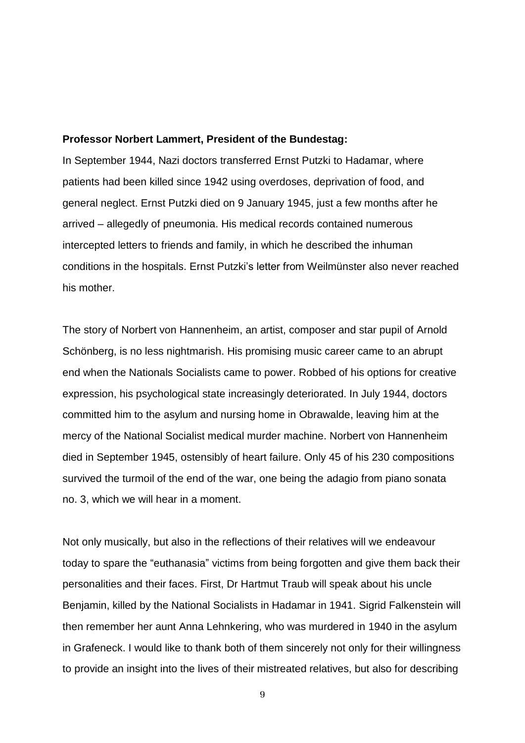**Professor Norbert Lammert, President of the Bundestag:**

In September 1944, Nazi doctors transferred Ernst Putzki to Hadamar, where patients had been killed since 1942 using overdoses, deprivation of food, and general neglect. Ernst Putzki died on 9 January 1945, just a few months after he arrived – allegedly of pneumonia. His medical records contained numerous intercepted letters to friends and family, in which he described the inhuman conditions in the hospitals. Ernst Putzki's letter from Weilmünster also never reached his mother.

The story of Norbert von Hannenheim, an artist, composer and star pupil of Arnold Schönberg, is no less nightmarish. His promising music career came to an abrupt end when the Nationals Socialists came to power. Robbed of his options for creative expression, his psychological state increasingly deteriorated. In July 1944, doctors committed him to the asylum and nursing home in Obrawalde, leaving him at the mercy of the National Socialist medical murder machine. Norbert von Hannenheim died in September 1945, ostensibly of heart failure. Only 45 of his 230 compositions survived the turmoil of the end of the war, one being the adagio from piano sonata no. 3, which we will hear in a moment.

Not only musically, but also in the reflections of their relatives will we endeavour today to spare the "euthanasia" victims from being forgotten and give them back their personalities and their faces. First, Dr Hartmut Traub will speak about his uncle Benjamin, killed by the National Socialists in Hadamar in 1941. Sigrid Falkenstein will then remember her aunt Anna Lehnkering, who was murdered in 1940 in the asylum in Grafeneck. I would like to thank both of them sincerely not only for their willingness to provide an insight into the lives of their mistreated relatives, but also for describing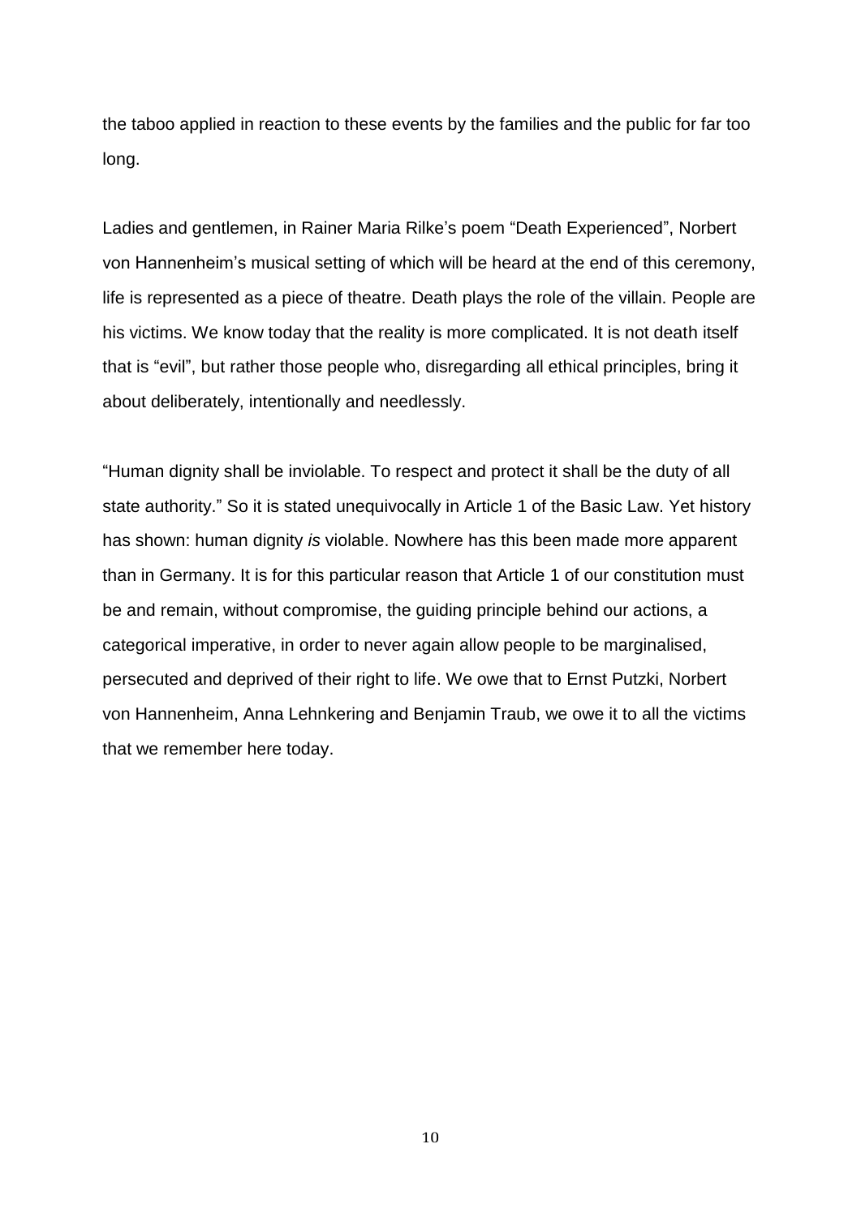the taboo applied in reaction to these events by the families and the public for far too long.

Ladies and gentlemen, in Rainer Maria Rilke's poem "Death Experienced", Norbert von Hannenheim's musical setting of which will be heard at the end of this ceremony, life is represented as a piece of theatre. Death plays the role of the villain. People are his victims. We know today that the reality is more complicated. It is not death itself that is "evil", but rather those people who, disregarding all ethical principles, bring it about deliberately, intentionally and needlessly.

"Human dignity shall be inviolable. To respect and protect it shall be the duty of all state authority." So it is stated unequivocally in Article 1 of the Basic Law. Yet history has shown: human dignity *is* violable. Nowhere has this been made more apparent than in Germany. It is for this particular reason that Article 1 of our constitution must be and remain, without compromise, the guiding principle behind our actions, a categorical imperative, in order to never again allow people to be marginalised, persecuted and deprived of their right to life. We owe that to Ernst Putzki, Norbert von Hannenheim, Anna Lehnkering and Benjamin Traub, we owe it to all the victims that we remember here today.